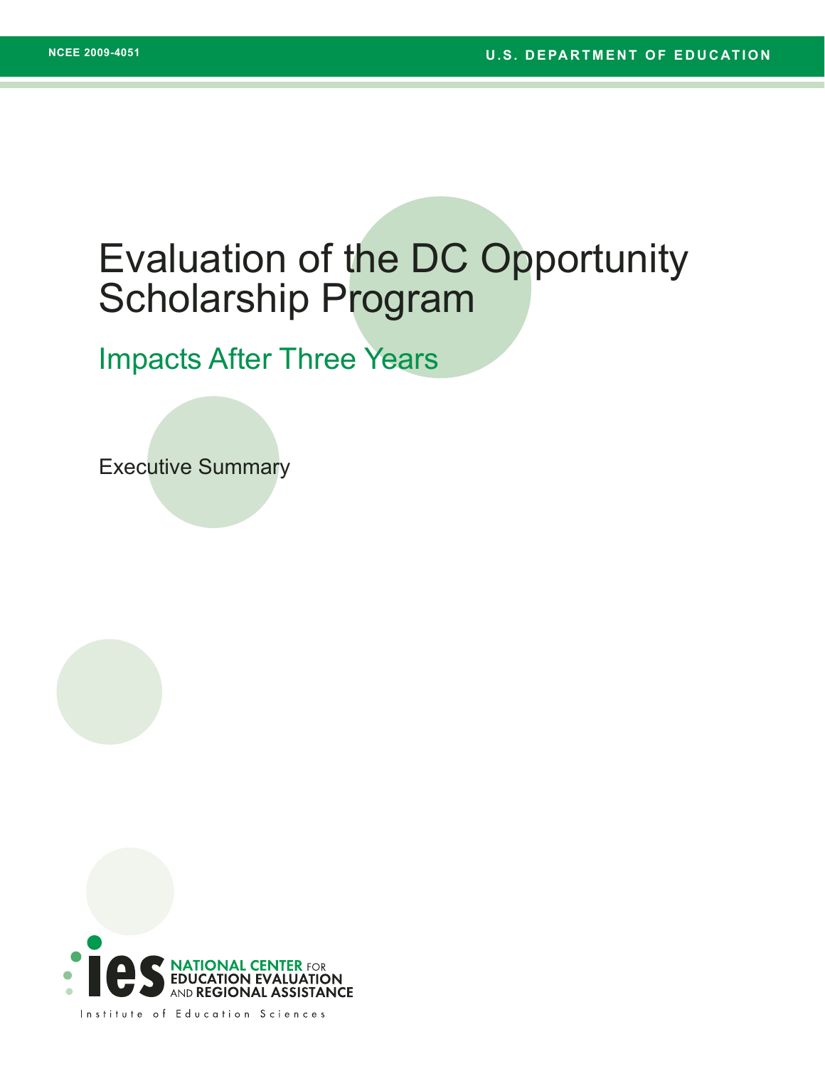NCEE 2009-4051

U.S. DEPARTMENT OF EDUCATION

# Evaluation of the DC Opportunity Scholarship Program

## Impacts After Three Years

### Executive Summary

NATIONAL CENTER FOR EDUCATION EVALUATION AND REGIONAL ASSISTANCE

Institute of Education Sciences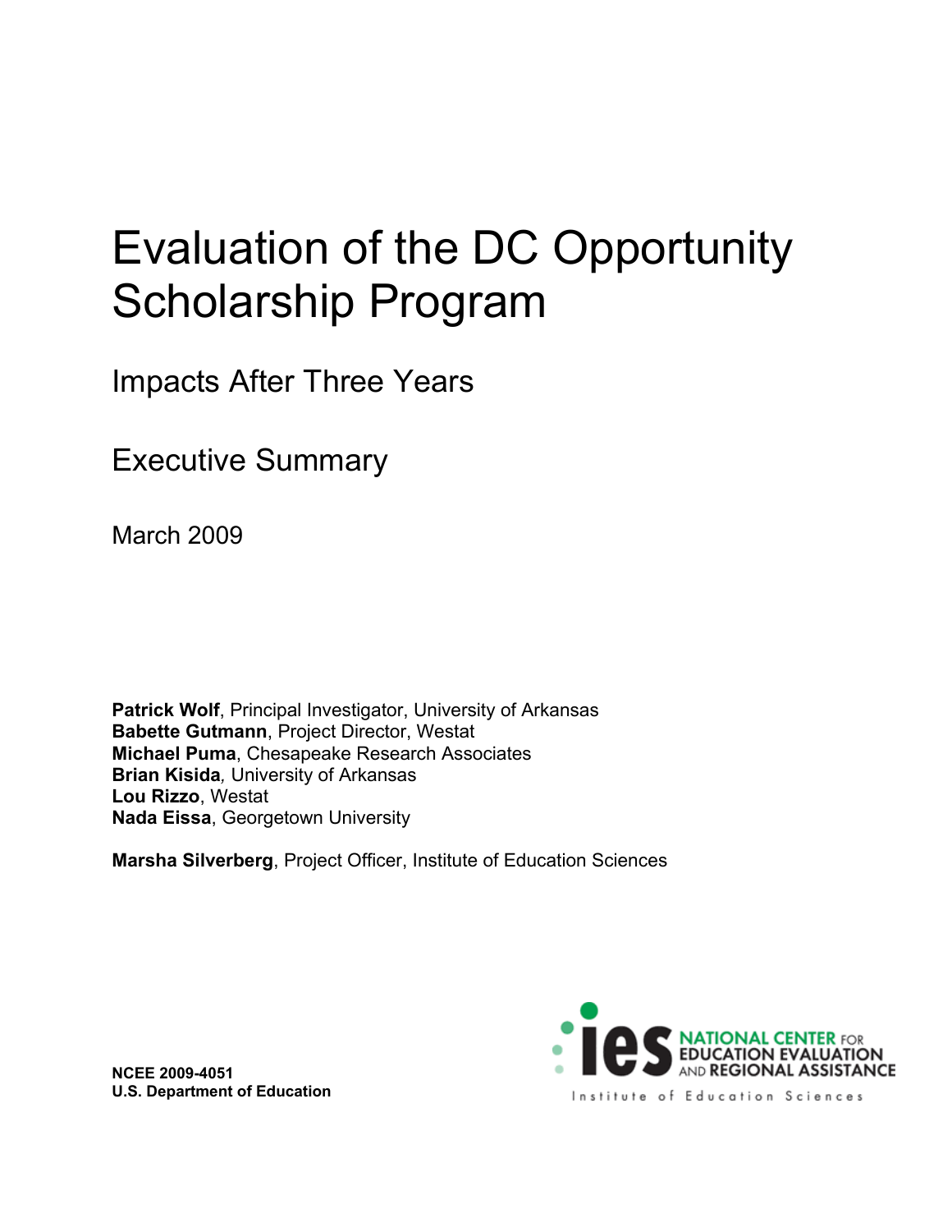# Evaluation of the DC Opportunity Scholarship Program

## Impacts After Three Years

## Executive Summary

March 2009

**Patrick Wolf**, Principal Investigator, University of Arkansas
**Babette Gutmann**, Project Director, Westat
**Michael Puma**, Chesapeake Research Associates
**Brian Kisida**, University of Arkansas
**Lou Rizzo**, Westat
**Nada Eissa**, Georgetown University

**Marsha Silverberg**, Project Officer, Institute of Education Sciences

**NCEE 2009-4051**
**U.S. Department of Education**

ies NATIONAL CENTER FOR EDUCATION EVALUATION AND REGIONAL ASSISTANCE
Institute of Education Sciences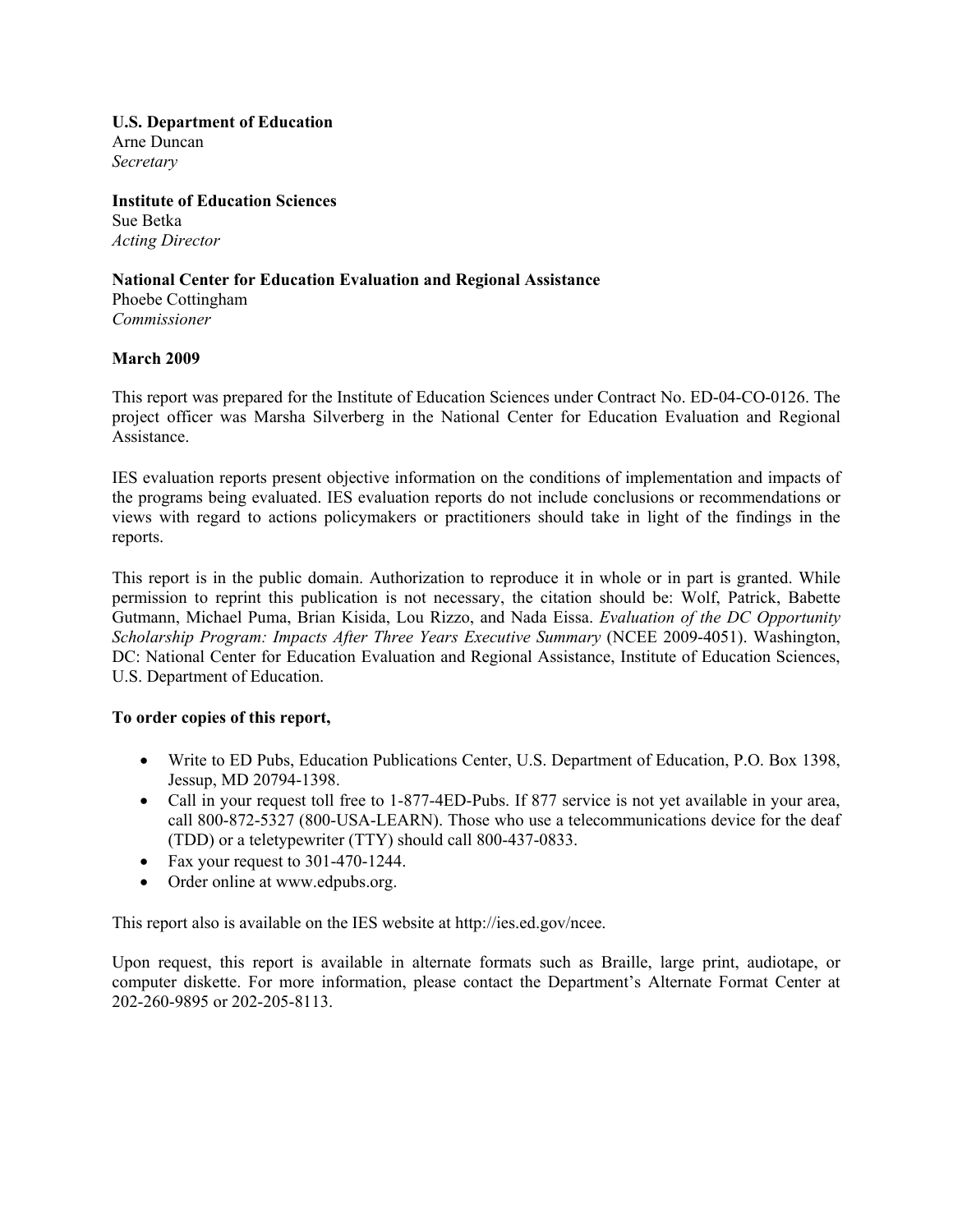**U.S. Department of Education**
Arne Duncan
*Secretary*

**Institute of Education Sciences**
Sue Betka
*Acting Director*

**National Center for Education Evaluation and Regional Assistance**
Phoebe Cottingham
*Commissioner*

**March 2009**

This report was prepared for the Institute of Education Sciences under Contract No. ED-04-CO-0126. The project officer was Marsha Silverberg in the National Center for Education Evaluation and Regional Assistance.

IES evaluation reports present objective information on the conditions of implementation and impacts of the programs being evaluated. IES evaluation reports do not include conclusions or recommendations or views with regard to actions policymakers or practitioners should take in light of the findings in the reports.

This report is in the public domain. Authorization to reproduce it in whole or in part is granted. While permission to reprint this publication is not necessary, the citation should be: Wolf, Patrick, Babette Gutmann, Michael Puma, Brian Kisida, Lou Rizzo, and Nada Eissa. *Evaluation of the DC Opportunity Scholarship Program: Impacts After Three Years Executive Summary* (NCEE 2009-4051). Washington, DC: National Center for Education Evaluation and Regional Assistance, Institute of Education Sciences, U.S. Department of Education.

**To order copies of this report,**

- Write to ED Pubs, Education Publications Center, U.S. Department of Education, P.O. Box 1398, Jessup, MD 20794-1398.
- Call in your request toll free to 1-877-4ED-Pubs. If 877 service is not yet available in your area, call 800-872-5327 (800-USA-LEARN). Those who use a telecommunications device for the deaf (TDD) or a teletypewriter (TTY) should call 800-437-0833.
- Fax your request to 301-470-1244.
- Order online at www.edpubs.org.

This report also is available on the IES website at http://ies.ed.gov/ncee.

Upon request, this report is available in alternate formats such as Braille, large print, audiotape, or computer diskette. For more information, please contact the Department's Alternate Format Center at 202-260-9895 or 202-205-8113.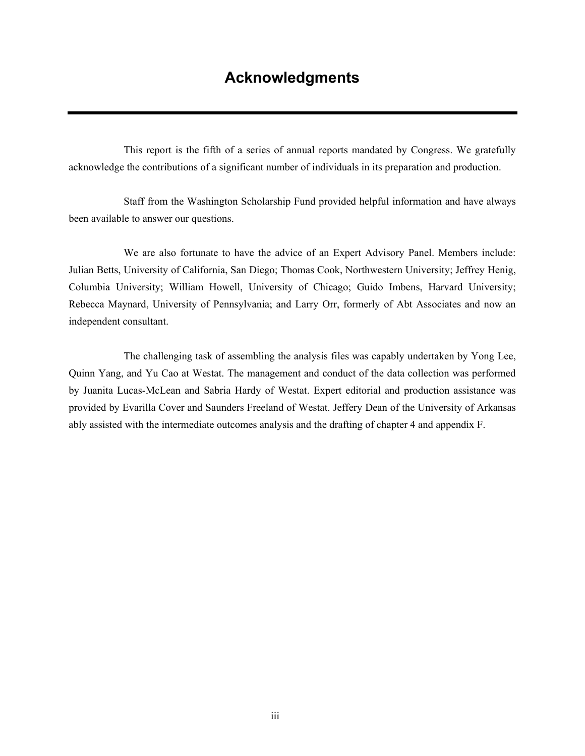# Acknowledgments

This report is the fifth of a series of annual reports mandated by Congress. We gratefully acknowledge the contributions of a significant number of individuals in its preparation and production.

Staff from the Washington Scholarship Fund provided helpful information and have always been available to answer our questions.

We are also fortunate to have the advice of an Expert Advisory Panel. Members include: Julian Betts, University of California, San Diego; Thomas Cook, Northwestern University; Jeffrey Henig, Columbia University; William Howell, University of Chicago; Guido Imbens, Harvard University; Rebecca Maynard, University of Pennsylvania; and Larry Orr, formerly of Abt Associates and now an independent consultant.

The challenging task of assembling the analysis files was capably undertaken by Yong Lee, Quinn Yang, and Yu Cao at Westat. The management and conduct of the data collection was performed by Juanita Lucas-McLean and Sabria Hardy of Westat. Expert editorial and production assistance was provided by Evarilla Cover and Saunders Freeland of Westat. Jeffery Dean of the University of Arkansas ably assisted with the intermediate outcomes analysis and the drafting of chapter 4 and appendix F.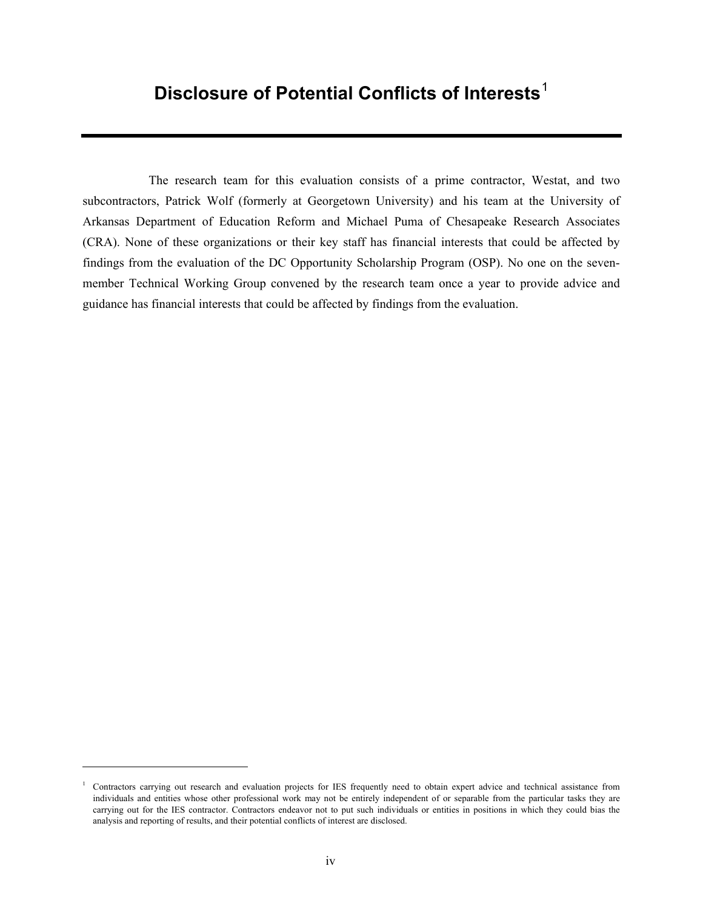# Disclosure of Potential Conflicts of Interests[1]

The research team for this evaluation consists of a prime contractor, Westat, and two subcontractors, Patrick Wolf (formerly at Georgetown University) and his team at the University of Arkansas Department of Education Reform and Michael Puma of Chesapeake Research Associates (CRA). None of these organizations or their key staff has financial interests that could be affected by findings from the evaluation of the DC Opportunity Scholarship Program (OSP). No one on the seven-member Technical Working Group convened by the research team once a year to provide advice and guidance has financial interests that could be affected by findings from the evaluation.

---

[1] Contractors carrying out research and evaluation projects for IES frequently need to obtain expert advice and technical assistance from individuals and entities whose other professional work may not be entirely independent of or separable from the particular tasks they are carrying out for the IES contractor. Contractors endeavor not to put such individuals or entities in positions in which they could bias the analysis and reporting of results, and their potential conflicts of interest are disclosed.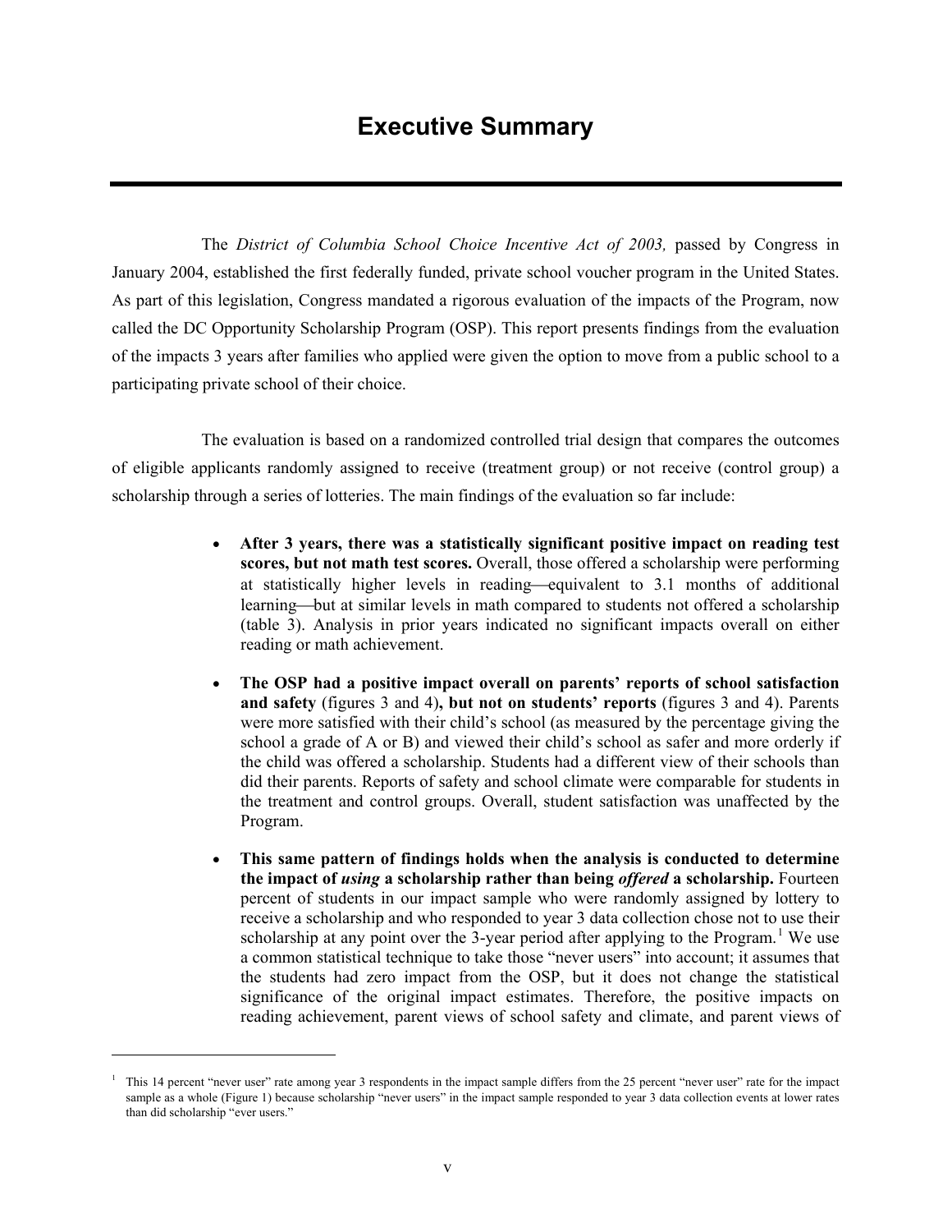# Executive Summary

The *District of Columbia School Choice Incentive Act of 2003,* passed by Congress in January 2004, established the first federally funded, private school voucher program in the United States. As part of this legislation, Congress mandated a rigorous evaluation of the impacts of the Program, now called the DC Opportunity Scholarship Program (OSP). This report presents findings from the evaluation of the impacts 3 years after families who applied were given the option to move from a public school to a participating private school of their choice.

The evaluation is based on a randomized controlled trial design that compares the outcomes of eligible applicants randomly assigned to receive (treatment group) or not receive (control group) a scholarship through a series of lotteries. The main findings of the evaluation so far include:

- **After 3 years, there was a statistically significant positive impact on reading test scores, but not math test scores.** Overall, those offered a scholarship were performing at statistically higher levels in reading—equivalent to 3.1 months of additional learning—but at similar levels in math compared to students not offered a scholarship (table 3). Analysis in prior years indicated no significant impacts overall on either reading or math achievement.

- **The OSP had a positive impact overall on parents' reports of school satisfaction and safety** (figures 3 and 4)**, but not on students' reports** (figures 3 and 4). Parents were more satisfied with their child's school (as measured by the percentage giving the school a grade of A or B) and viewed their child's school as safer and more orderly if the child was offered a scholarship. Students had a different view of their schools than did their parents. Reports of safety and school climate were comparable for students in the treatment and control groups. Overall, student satisfaction was unaffected by the Program.

- **This same pattern of findings holds when the analysis is conducted to determine the impact of *using* a scholarship rather than being *offered* a scholarship.** Fourteen percent of students in our impact sample who were randomly assigned by lottery to receive a scholarship and who responded to year 3 data collection chose not to use their scholarship at any point over the 3-year period after applying to the Program.[1] We use a common statistical technique to take those "never users" into account; it assumes that the students had zero impact from the OSP, but it does not change the statistical significance of the original impact estimates. Therefore, the positive impacts on reading achievement, parent views of school safety and climate, and parent views of

[1] This 14 percent "never user" rate among year 3 respondents in the impact sample differs from the 25 percent "never user" rate for the impact sample as a whole (Figure 1) because scholarship "never users" in the impact sample responded to year 3 data collection events at lower rates than did scholarship "ever users."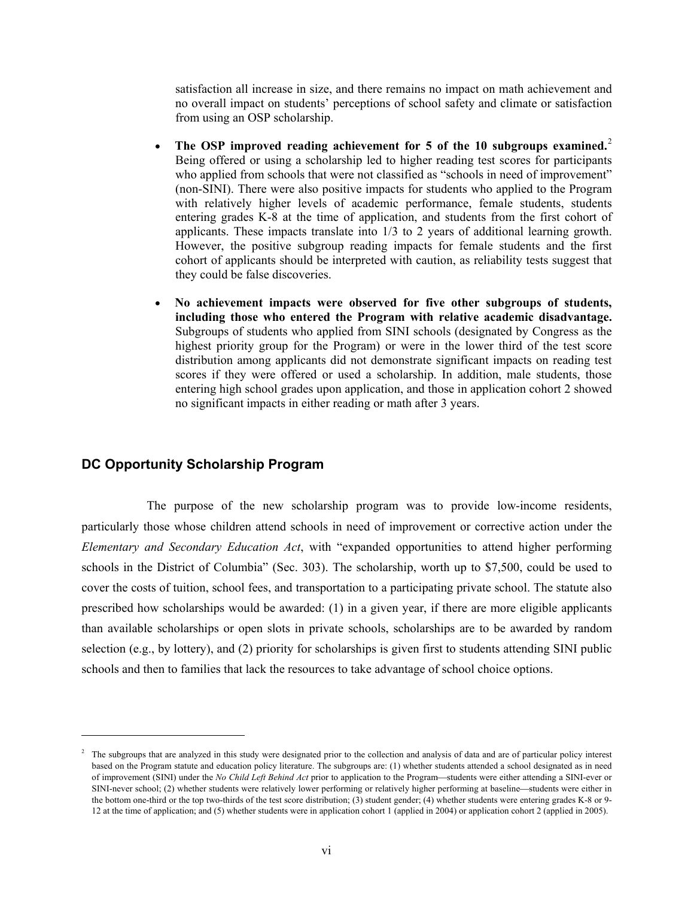satisfaction all increase in size, and there remains no impact on math achievement and no overall impact on students' perceptions of school safety and climate or satisfaction from using an OSP scholarship.

- **The OSP improved reading achievement for 5 of the 10 subgroups examined.**[2] Being offered or using a scholarship led to higher reading test scores for participants who applied from schools that were not classified as "schools in need of improvement" (non-SINI). There were also positive impacts for students who applied to the Program with relatively higher levels of academic performance, female students, students entering grades K-8 at the time of application, and students from the first cohort of applicants. These impacts translate into 1/3 to 2 years of additional learning growth. However, the positive subgroup reading impacts for female students and the first cohort of applicants should be interpreted with caution, as reliability tests suggest that they could be false discoveries.

- **No achievement impacts were observed for five other subgroups of students, including those who entered the Program with relative academic disadvantage.** Subgroups of students who applied from SINI schools (designated by Congress as the highest priority group for the Program) or were in the lower third of the test score distribution among applicants did not demonstrate significant impacts on reading test scores if they were offered or used a scholarship. In addition, male students, those entering high school grades upon application, and those in application cohort 2 showed no significant impacts in either reading or math after 3 years.

## DC Opportunity Scholarship Program

The purpose of the new scholarship program was to provide low-income residents, particularly those whose children attend schools in need of improvement or corrective action under the *Elementary and Secondary Education Act*, with "expanded opportunities to attend higher performing schools in the District of Columbia" (Sec. 303). The scholarship, worth up to $7,500, could be used to cover the costs of tuition, school fees, and transportation to a participating private school. The statute also prescribed how scholarships would be awarded: (1) in a given year, if there are more eligible applicants than available scholarships or open slots in private schools, scholarships are to be awarded by random selection (e.g., by lottery), and (2) priority for scholarships is given first to students attending SINI public schools and then to families that lack the resources to take advantage of school choice options.

---

[2] The subgroups that are analyzed in this study were designated prior to the collection and analysis of data and are of particular policy interest based on the Program statute and education policy literature. The subgroups are: (1) whether students attended a school designated as in need of improvement (SINI) under the *No Child Left Behind Act* prior to application to the Program—students were either attending a SINI-ever or SINI-never school; (2) whether students were relatively lower performing or relatively higher performing at baseline—students were either in the bottom one-third or the top two-thirds of the test score distribution; (3) student gender; (4) whether students were entering grades K-8 or 9-12 at the time of application; and (5) whether students were in application cohort 1 (applied in 2004) or application cohort 2 (applied in 2005).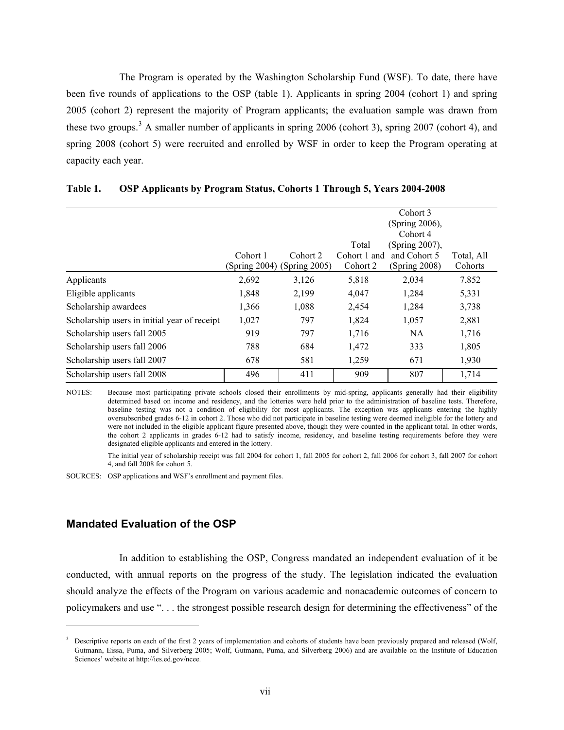The Program is operated by the Washington Scholarship Fund (WSF). To date, there have been five rounds of applications to the OSP (table 1). Applicants in spring 2004 (cohort 1) and spring 2005 (cohort 2) represent the majority of Program applicants; the evaluation sample was drawn from these two groups.[3] A smaller number of applicants in spring 2006 (cohort 3), spring 2007 (cohort 4), and spring 2008 (cohort 5) were recruited and enrolled by WSF in order to keep the Program operating at capacity each year.

**Table 1. OSP Applicants by Program Status, Cohorts 1 Through 5, Years 2004-2008**

| | Cohort 1 (Spring 2004) | Cohort 2 (Spring 2005) | Total Cohort 1 and Cohort 2 | Cohort 3 (Spring 2006), Cohort 4 (Spring 2007), and Cohort 5 (Spring 2008) | Total, All Cohorts |
|---|---|---|---|---|---|
| Applicants | 2,692 | 3,126 | 5,818 | 2,034 | 7,852 |
| Eligible applicants | 1,848 | 2,199 | 4,047 | 1,284 | 5,331 |
| Scholarship awardees | 1,366 | 1,088 | 2,454 | 1,284 | 3,738 |
| Scholarship users in initial year of receipt | 1,027 | 797 | 1,824 | 1,057 | 2,881 |
| Scholarship users fall 2005 | 919 | 797 | 1,716 | NA | 1,716 |
| Scholarship users fall 2006 | 788 | 684 | 1,472 | 333 | 1,805 |
| Scholarship users fall 2007 | 678 | 581 | 1,259 | 671 | 1,930 |
| Scholarship users fall 2008 | 496 | 411 | 909 | 807 | 1,714 |

NOTES: Because most participating private schools closed their enrollments by mid-spring, applicants generally had their eligibility determined based on income and residency, and the lotteries were held prior to the administration of baseline tests. Therefore, baseline testing was not a condition of eligibility for most applicants. The exception was applicants entering the highly oversubscribed grades 6-12 in cohort 2. Those who did not participate in baseline testing were deemed ineligible for the lottery and were not included in the eligible applicant figure presented above, though they were counted in the applicant total. In other words, the cohort 2 applicants in grades 6-12 had to satisfy income, residency, and baseline testing requirements before they were designated eligible applicants and entered in the lottery.

The initial year of scholarship receipt was fall 2004 for cohort 1, fall 2005 for cohort 2, fall 2006 for cohort 3, fall 2007 for cohort 4, and fall 2008 for cohort 5.

SOURCES: OSP applications and WSF's enrollment and payment files.

## Mandated Evaluation of the OSP

In addition to establishing the OSP, Congress mandated an independent evaluation of it be conducted, with annual reports on the progress of the study. The legislation indicated the evaluation should analyze the effects of the Program on various academic and nonacademic outcomes of concern to policymakers and use ". . . the strongest possible research design for determining the effectiveness" of the

---

[3] Descriptive reports on each of the first 2 years of implementation and cohorts of students have been previously prepared and released (Wolf, Gutmann, Eissa, Puma, and Silverberg 2005; Wolf, Gutmann, Puma, and Silverberg 2006) and are available on the Institute of Education Sciences' website at http://ies.ed.gov/ncee.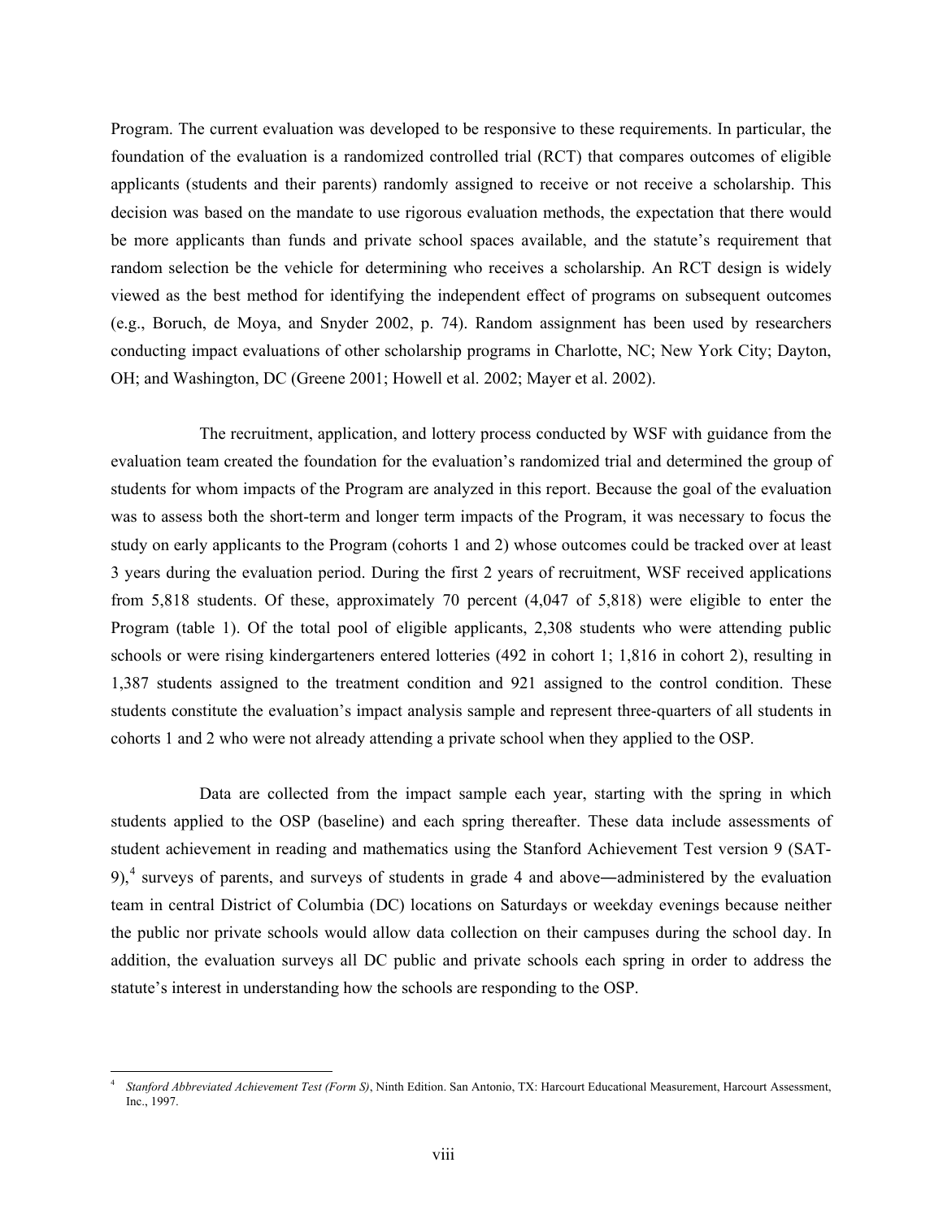Program. The current evaluation was developed to be responsive to these requirements. In particular, the foundation of the evaluation is a randomized controlled trial (RCT) that compares outcomes of eligible applicants (students and their parents) randomly assigned to receive or not receive a scholarship. This decision was based on the mandate to use rigorous evaluation methods, the expectation that there would be more applicants than funds and private school spaces available, and the statute's requirement that random selection be the vehicle for determining who receives a scholarship. An RCT design is widely viewed as the best method for identifying the independent effect of programs on subsequent outcomes (e.g., Boruch, de Moya, and Snyder 2002, p. 74). Random assignment has been used by researchers conducting impact evaluations of other scholarship programs in Charlotte, NC; New York City; Dayton, OH; and Washington, DC (Greene 2001; Howell et al. 2002; Mayer et al. 2002).

The recruitment, application, and lottery process conducted by WSF with guidance from the evaluation team created the foundation for the evaluation's randomized trial and determined the group of students for whom impacts of the Program are analyzed in this report. Because the goal of the evaluation was to assess both the short-term and longer term impacts of the Program, it was necessary to focus the study on early applicants to the Program (cohorts 1 and 2) whose outcomes could be tracked over at least 3 years during the evaluation period. During the first 2 years of recruitment, WSF received applications from 5,818 students. Of these, approximately 70 percent (4,047 of 5,818) were eligible to enter the Program (table 1). Of the total pool of eligible applicants, 2,308 students who were attending public schools or were rising kindergarteners entered lotteries (492 in cohort 1; 1,816 in cohort 2), resulting in 1,387 students assigned to the treatment condition and 921 assigned to the control condition. These students constitute the evaluation's impact analysis sample and represent three-quarters of all students in cohorts 1 and 2 who were not already attending a private school when they applied to the OSP.

Data are collected from the impact sample each year, starting with the spring in which students applied to the OSP (baseline) and each spring thereafter. These data include assessments of student achievement in reading and mathematics using the Stanford Achievement Test version 9 (SAT-9),[4] surveys of parents, and surveys of students in grade 4 and above―administered by the evaluation team in central District of Columbia (DC) locations on Saturdays or weekday evenings because neither the public nor private schools would allow data collection on their campuses during the school day. In addition, the evaluation surveys all DC public and private schools each spring in order to address the statute's interest in understanding how the schools are responding to the OSP.

---

[4] *Stanford Abbreviated Achievement Test (Form S)*, Ninth Edition. San Antonio, TX: Harcourt Educational Measurement, Harcourt Assessment, Inc., 1997.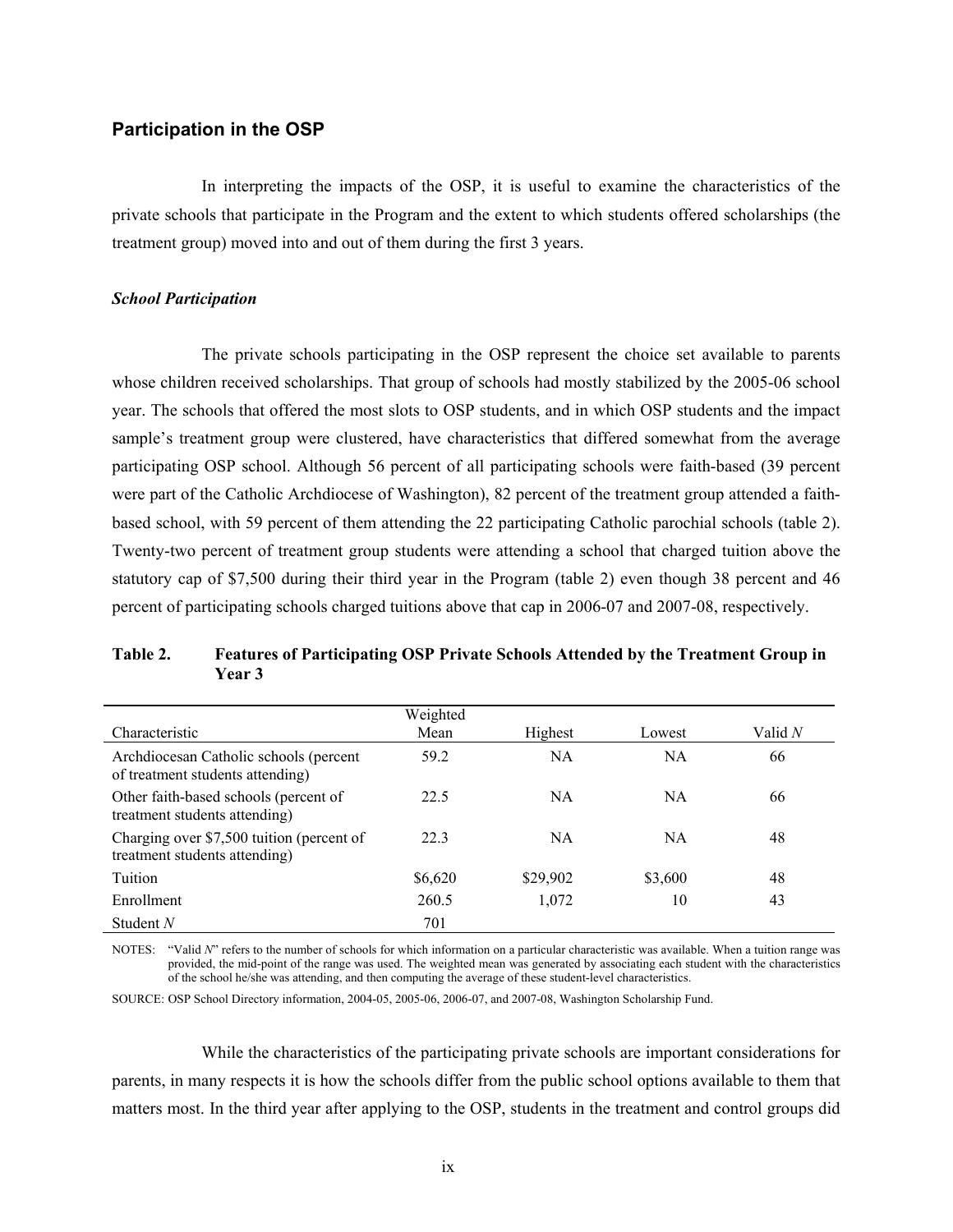## Participation in the OSP

In interpreting the impacts of the OSP, it is useful to examine the characteristics of the private schools that participate in the Program and the extent to which students offered scholarships (the treatment group) moved into and out of them during the first 3 years.

### *School Participation*

The private schools participating in the OSP represent the choice set available to parents whose children received scholarships. That group of schools had mostly stabilized by the 2005-06 school year. The schools that offered the most slots to OSP students, and in which OSP students and the impact sample's treatment group were clustered, have characteristics that differed somewhat from the average participating OSP school. Although 56 percent of all participating schools were faith-based (39 percent were part of the Catholic Archdiocese of Washington), 82 percent of the treatment group attended a faith-based school, with 59 percent of them attending the 22 participating Catholic parochial schools (table 2). Twenty-two percent of treatment group students were attending a school that charged tuition above the statutory cap of $7,500 during their third year in the Program (table 2) even though 38 percent and 46 percent of participating schools charged tuitions above that cap in 2006-07 and 2007-08, respectively.

**Table 2. Features of Participating OSP Private Schools Attended by the Treatment Group in Year 3**

| Characteristic | Weighted Mean | Highest | Lowest | Valid *N* |
|---|---|---|---|---|
| Archdiocesan Catholic schools (percent of treatment students attending) | 59.2 | NA | NA | 66 |
| Other faith-based schools (percent of treatment students attending) | 22.5 | NA | NA | 66 |
| Charging over $7,500 tuition (percent of treatment students attending) | 22.3 | NA | NA | 48 |
| Tuition | $6,620 | $29,902 | $3,600 | 48 |
| Enrollment | 260.5 | 1,072 | 10 | 43 |
| Student *N* | 701 | | | |

NOTES: "Valid *N*" refers to the number of schools for which information on a particular characteristic was available. When a tuition range was provided, the mid-point of the range was used. The weighted mean was generated by associating each student with the characteristics of the school he/she was attending, and then computing the average of these student-level characteristics.

SOURCE: OSP School Directory information, 2004-05, 2005-06, 2006-07, and 2007-08, Washington Scholarship Fund.

While the characteristics of the participating private schools are important considerations for parents, in many respects it is how the schools differ from the public school options available to them that matters most. In the third year after applying to the OSP, students in the treatment and control groups did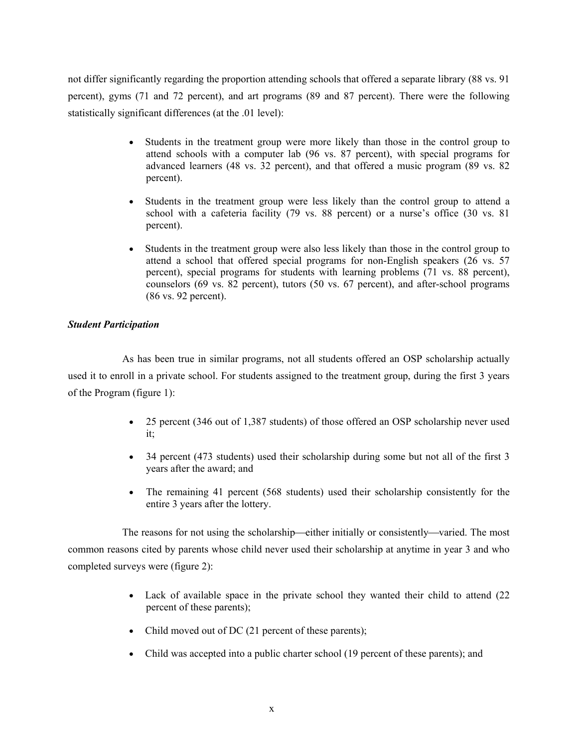not differ significantly regarding the proportion attending schools that offered a separate library (88 vs. 91 percent), gyms (71 and 72 percent), and art programs (89 and 87 percent). There were the following statistically significant differences (at the .01 level):

- Students in the treatment group were more likely than those in the control group to attend schools with a computer lab (96 vs. 87 percent), with special programs for advanced learners (48 vs. 32 percent), and that offered a music program (89 vs. 82 percent).

- Students in the treatment group were less likely than the control group to attend a school with a cafeteria facility (79 vs. 88 percent) or a nurse's office (30 vs. 81 percent).

- Students in the treatment group were also less likely than those in the control group to attend a school that offered special programs for non-English speakers (26 vs. 57 percent), special programs for students with learning problems (71 vs. 88 percent), counselors (69 vs. 82 percent), tutors (50 vs. 67 percent), and after-school programs (86 vs. 92 percent).

***Student Participation***

As has been true in similar programs, not all students offered an OSP scholarship actually used it to enroll in a private school. For students assigned to the treatment group, during the first 3 years of the Program (figure 1):

- 25 percent (346 out of 1,387 students) of those offered an OSP scholarship never used it;

- 34 percent (473 students) used their scholarship during some but not all of the first 3 years after the award; and

- The remaining 41 percent (568 students) used their scholarship consistently for the entire 3 years after the lottery.

The reasons for not using the scholarship—either initially or consistently—varied. The most common reasons cited by parents whose child never used their scholarship at anytime in year 3 and who completed surveys were (figure 2):

- Lack of available space in the private school they wanted their child to attend (22 percent of these parents);

- Child moved out of DC (21 percent of these parents);

- Child was accepted into a public charter school (19 percent of these parents); and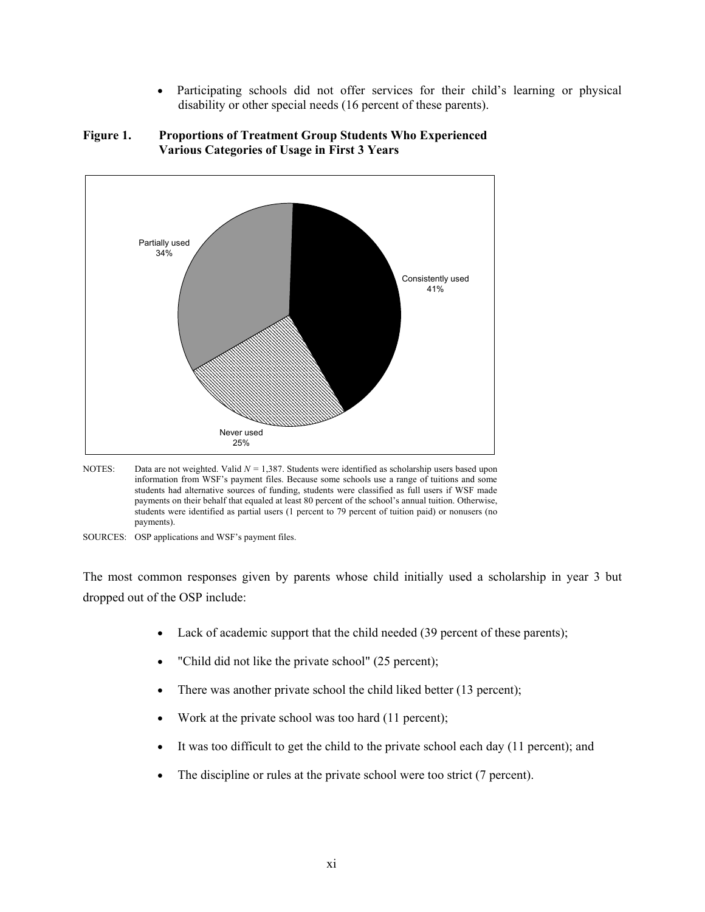- Participating schools did not offer services for their child's learning or physical disability or other special needs (16 percent of these parents).

**Figure 1. Proportions of Treatment Group Students Who Experienced Various Categories of Usage in First 3 Years**

Partially used 34%

Consistently used 41%

Never used 25%

NOTES: Data are not weighted. Valid $N$ = 1,387. Students were identified as scholarship users based upon information from WSF's payment files. Because some schools use a range of tuitions and some students had alternative sources of funding, students were classified as full users if WSF made payments on their behalf that equaled at least 80 percent of the school's annual tuition. Otherwise, students were identified as partial users (1 percent to 79 percent of tuition paid) or nonusers (no payments).

SOURCES: OSP applications and WSF's payment files.

The most common responses given by parents whose child initially used a scholarship in year 3 but dropped out of the OSP include:

- Lack of academic support that the child needed (39 percent of these parents);
- "Child did not like the private school" (25 percent);
- There was another private school the child liked better (13 percent);
- Work at the private school was too hard (11 percent);
- It was too difficult to get the child to the private school each day (11 percent); and
- The discipline or rules at the private school were too strict (7 percent).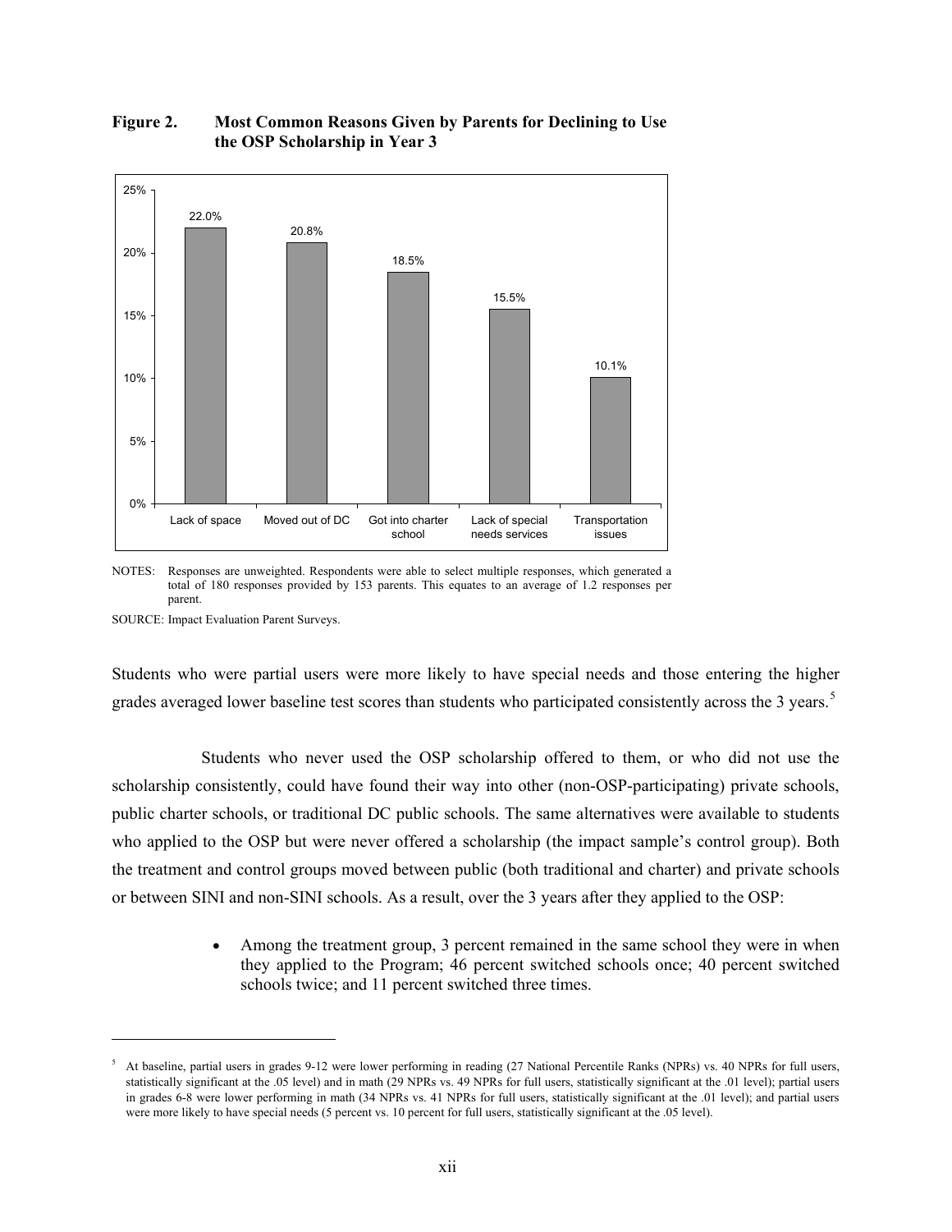**Figure 2. Most Common Reasons Given by Parents for Declining to Use the OSP Scholarship in Year 3**

| Reason | Percent |
|---|---|
| Lack of space | 22.0% |
| Moved out of DC | 20.8% |
| Got into charter school | 18.5% |
| Lack of special needs services | 15.5% |
| Transportation issues | 10.1% |

NOTES: Responses are unweighted. Respondents were able to select multiple responses, which generated a total of 180 responses provided by 153 parents. This equates to an average of 1.2 responses per parent.

SOURCE: Impact Evaluation Parent Surveys.

Students who were partial users were more likely to have special needs and those entering the higher grades averaged lower baseline test scores than students who participated consistently across the 3 years.[5]

Students who never used the OSP scholarship offered to them, or who did not use the scholarship consistently, could have found their way into other (non-OSP-participating) private schools, public charter schools, or traditional DC public schools. The same alternatives were available to students who applied to the OSP but were never offered a scholarship (the impact sample's control group). Both the treatment and control groups moved between public (both traditional and charter) and private schools or between SINI and non-SINI schools. As a result, over the 3 years after they applied to the OSP:

- Among the treatment group, 3 percent remained in the same school they were in when they applied to the Program; 46 percent switched schools once; 40 percent switched schools twice; and 11 percent switched three times.

[5] At baseline, partial users in grades 9-12 were lower performing in reading (27 National Percentile Ranks (NPRs) vs. 40 NPRs for full users, statistically significant at the .05 level) and in math (29 NPRs vs. 49 NPRs for full users, statistically significant at the .01 level); partial users in grades 6-8 were lower performing in math (34 NPRs vs. 41 NPRs for full users, statistically significant at the .01 level); and partial users were more likely to have special needs (5 percent vs. 10 percent for full users, statistically significant at the .05 level).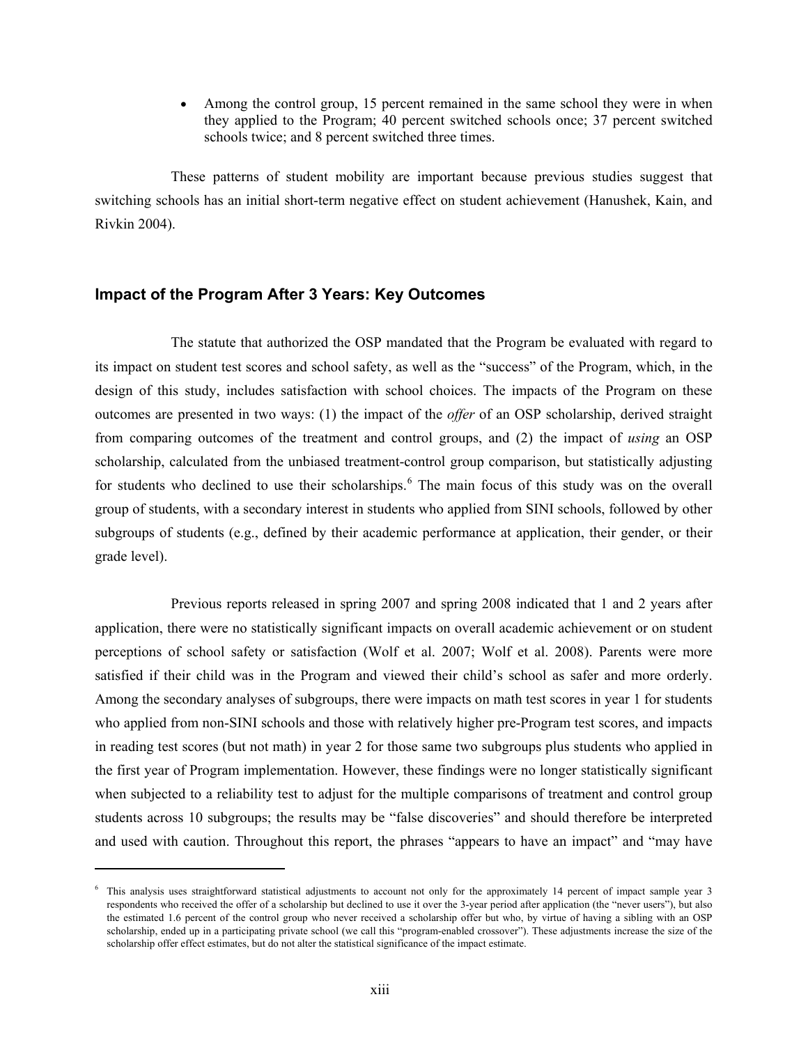- Among the control group, 15 percent remained in the same school they were in when they applied to the Program; 40 percent switched schools once; 37 percent switched schools twice; and 8 percent switched three times.

These patterns of student mobility are important because previous studies suggest that switching schools has an initial short-term negative effect on student achievement (Hanushek, Kain, and Rivkin 2004).

## Impact of the Program After 3 Years: Key Outcomes

The statute that authorized the OSP mandated that the Program be evaluated with regard to its impact on student test scores and school safety, as well as the "success" of the Program, which, in the design of this study, includes satisfaction with school choices. The impacts of the Program on these outcomes are presented in two ways: (1) the impact of the *offer* of an OSP scholarship, derived straight from comparing outcomes of the treatment and control groups, and (2) the impact of *using* an OSP scholarship, calculated from the unbiased treatment-control group comparison, but statistically adjusting for students who declined to use their scholarships.[6] The main focus of this study was on the overall group of students, with a secondary interest in students who applied from SINI schools, followed by other subgroups of students (e.g., defined by their academic performance at application, their gender, or their grade level).

Previous reports released in spring 2007 and spring 2008 indicated that 1 and 2 years after application, there were no statistically significant impacts on overall academic achievement or on student perceptions of school safety or satisfaction (Wolf et al. 2007; Wolf et al. 2008). Parents were more satisfied if their child was in the Program and viewed their child's school as safer and more orderly. Among the secondary analyses of subgroups, there were impacts on math test scores in year 1 for students who applied from non-SINI schools and those with relatively higher pre-Program test scores, and impacts in reading test scores (but not math) in year 2 for those same two subgroups plus students who applied in the first year of Program implementation. However, these findings were no longer statistically significant when subjected to a reliability test to adjust for the multiple comparisons of treatment and control group students across 10 subgroups; the results may be "false discoveries" and should therefore be interpreted and used with caution. Throughout this report, the phrases "appears to have an impact" and "may have

---

[6] This analysis uses straightforward statistical adjustments to account not only for the approximately 14 percent of impact sample year 3 respondents who received the offer of a scholarship but declined to use it over the 3-year period after application (the "never users"), but also the estimated 1.6 percent of the control group who never received a scholarship offer but who, by virtue of having a sibling with an OSP scholarship, ended up in a participating private school (we call this "program-enabled crossover"). These adjustments increase the size of the scholarship offer effect estimates, but do not alter the statistical significance of the impact estimate.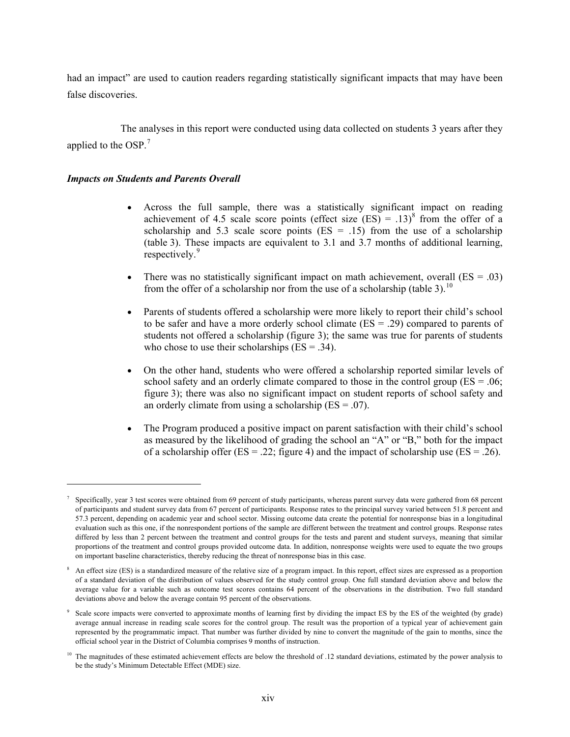had an impact" are used to caution readers regarding statistically significant impacts that may have been false discoveries.

The analyses in this report were conducted using data collected on students 3 years after they applied to the OSP.[7]

### *Impacts on Students and Parents Overall*

- Across the full sample, there was a statistically significant impact on reading achievement of 4.5 scale score points (effect size (ES) = .13)[8] from the offer of a scholarship and 5.3 scale score points (ES = .15) from the use of a scholarship (table 3). These impacts are equivalent to 3.1 and 3.7 months of additional learning, respectively.[9]

- There was no statistically significant impact on math achievement, overall (ES = .03) from the offer of a scholarship nor from the use of a scholarship (table 3).[10]

- Parents of students offered a scholarship were more likely to report their child's school to be safer and have a more orderly school climate (ES = .29) compared to parents of students not offered a scholarship (figure 3); the same was true for parents of students who chose to use their scholarships (ES = .34).

- On the other hand, students who were offered a scholarship reported similar levels of school safety and an orderly climate compared to those in the control group (ES = .06; figure 3); there was also no significant impact on student reports of school safety and an orderly climate from using a scholarship (ES = .07).

- The Program produced a positive impact on parent satisfaction with their child's school as measured by the likelihood of grading the school an "A" or "B," both for the impact of a scholarship offer (ES = .22; figure 4) and the impact of scholarship use (ES = .26).

---

[7] Specifically, year 3 test scores were obtained from 69 percent of study participants, whereas parent survey data were gathered from 68 percent of participants and student survey data from 67 percent of participants. Response rates to the principal survey varied between 51.8 percent and 57.3 percent, depending on academic year and school sector. Missing outcome data create the potential for nonresponse bias in a longitudinal evaluation such as this one, if the nonrespondent portions of the sample are different between the treatment and control groups. Response rates differed by less than 2 percent between the treatment and control groups for the tests and parent and student surveys, meaning that similar proportions of the treatment and control groups provided outcome data. In addition, nonresponse weights were used to equate the two groups on important baseline characteristics, thereby reducing the threat of nonresponse bias in this case.

[8] An effect size (ES) is a standardized measure of the relative size of a program impact. In this report, effect sizes are expressed as a proportion of a standard deviation of the distribution of values observed for the study control group. One full standard deviation above and below the average value for a variable such as outcome test scores contains 64 percent of the observations in the distribution. Two full standard deviations above and below the average contain 95 percent of the observations.

[9] Scale score impacts were converted to approximate months of learning first by dividing the impact ES by the ES of the weighted (by grade) average annual increase in reading scale scores for the control group. The result was the proportion of a typical year of achievement gain represented by the programmatic impact. That number was further divided by nine to convert the magnitude of the gain to months, since the official school year in the District of Columbia comprises 9 months of instruction.

[10] The magnitudes of these estimated achievement effects are below the threshold of .12 standard deviations, estimated by the power analysis to be the study's Minimum Detectable Effect (MDE) size.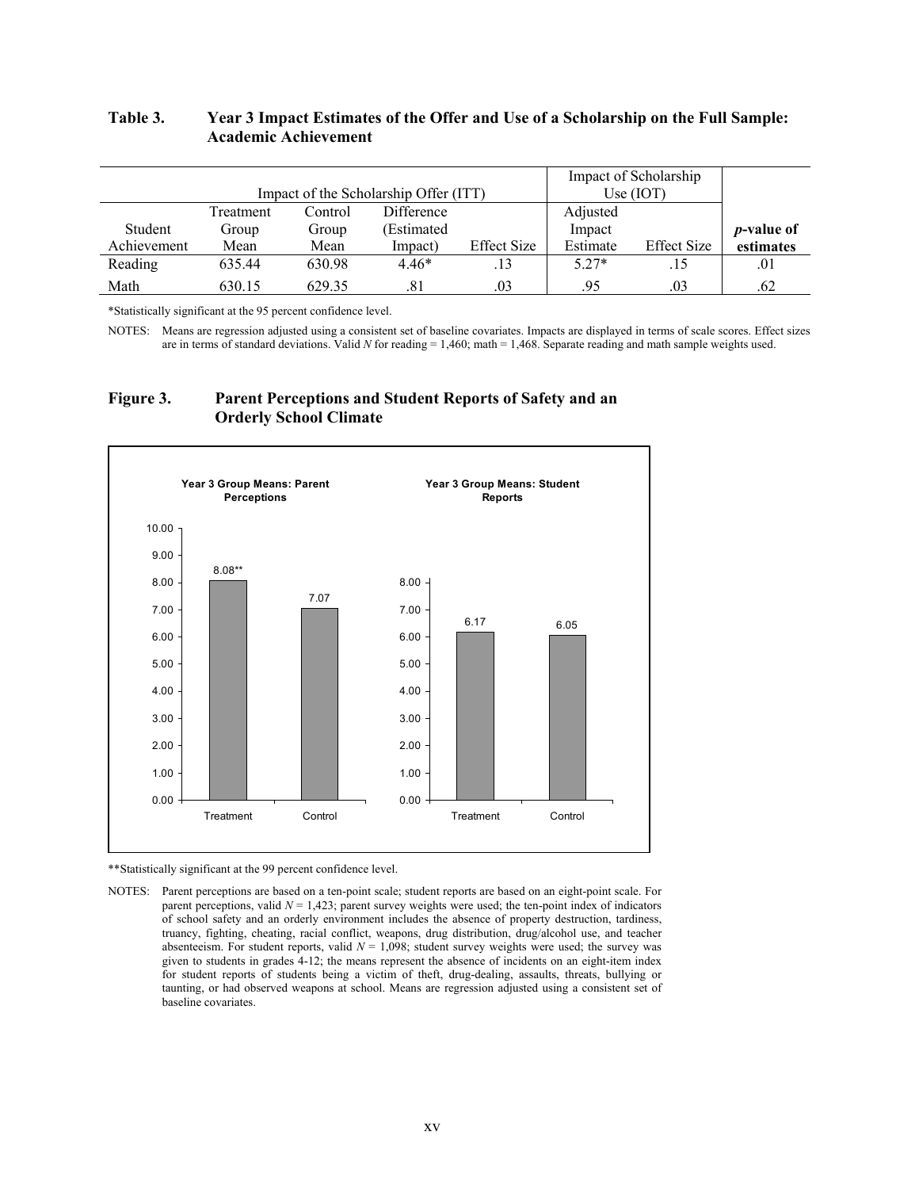**Table 3. Year 3 Impact Estimates of the Offer and Use of a Scholarship on the Full Sample: Academic Achievement**

| | Impact of the Scholarship Offer (ITT) | | | | Impact of Scholarship Use (IOT) | | |
|---|---|---|---|---|---|---|---|
| Student Achievement | Treatment Group Mean | Control Group Mean | Difference (Estimated Impact) | Effect Size | Adjusted Impact Estimate | Effect Size | *p*-value of estimates |
| Reading | 635.44 | 630.98 | 4.46* | .13 | 5.27* | .15 | .01 |
| Math | 630.15 | 629.35 | .81 | .03 | .95 | .03 | .62 |

*Statistically significant at the 95 percent confidence level.

NOTES: Means are regression adjusted using a consistent set of baseline covariates. Impacts are displayed in terms of scale scores. Effect sizes are in terms of standard deviations. Valid *N* for reading = 1,460; math = 1,468. Separate reading and math sample weights used.

**Figure 3. Parent Perceptions and Student Reports of Safety and an Orderly School Climate**

Year 3 Group Means: Parent Perceptions

| | Treatment | Control |
|---|---|---|
| Mean | 8.08** | 7.07 |

Year 3 Group Means: Student Reports

| | Treatment | Control |
|---|---|---|
| Mean | 6.17 | 6.05 |

**Statistically significant at the 99 percent confidence level.

NOTES: Parent perceptions are based on a ten-point scale; student reports are based on an eight-point scale. For parent perceptions, valid *N* = 1,423; parent survey weights were used; the ten-point index of indicators of school safety and an orderly environment includes the absence of property destruction, tardiness, truancy, fighting, cheating, racial conflict, weapons, drug distribution, drug/alcohol use, and teacher absenteeism. For student reports, valid *N* = 1,098; student survey weights were used; the survey was given to students in grades 4-12; the means represent the absence of incidents on an eight-item index for student reports of students being a victim of theft, drug-dealing, assaults, threats, bullying or taunting, or had observed weapons at school. Means are regression adjusted using a consistent set of baseline covariates.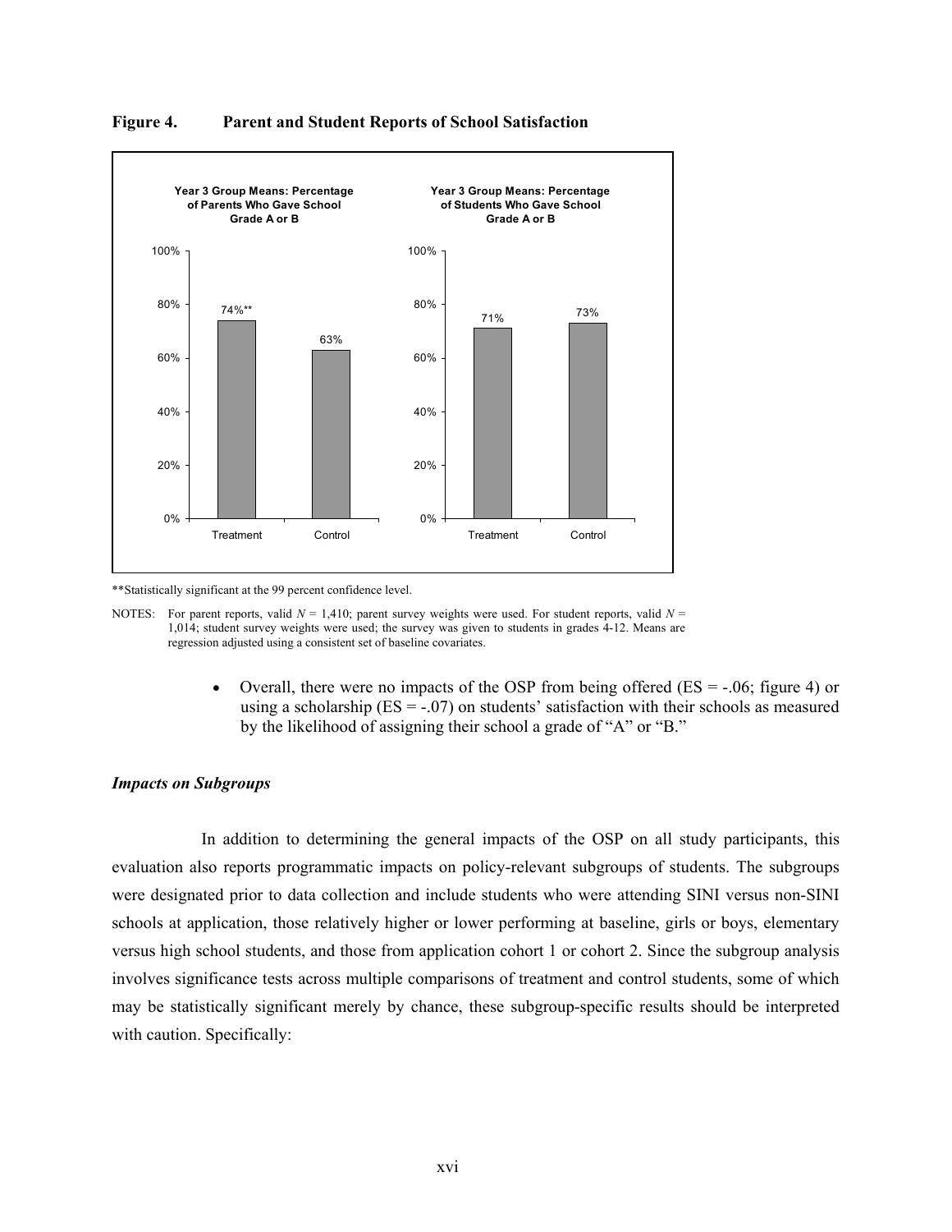**Figure 4. Parent and Student Reports of School Satisfaction**

| Year 3 Group Means: Percentage of Parents Who Gave School Grade A or B | |
|---|---|
| Treatment | 74%** |
| Control | 63% |

| Year 3 Group Means: Percentage of Students Who Gave School Grade A or B | |
|---|---|
| Treatment | 71% |
| Control | 73% |

**Statistically significant at the 99 percent confidence level.

NOTES: For parent reports, valid *N* = 1,410; parent survey weights were used. For student reports, valid *N* = 1,014; student survey weights were used; the survey was given to students in grades 4-12. Means are regression adjusted using a consistent set of baseline covariates.

- Overall, there were no impacts of the OSP from being offered (ES = -.06; figure 4) or using a scholarship (ES = -.07) on students' satisfaction with their schools as measured by the likelihood of assigning their school a grade of "A" or "B."

### *Impacts on Subgroups*

In addition to determining the general impacts of the OSP on all study participants, this evaluation also reports programmatic impacts on policy-relevant subgroups of students. The subgroups were designated prior to data collection and include students who were attending SINI versus non-SINI schools at application, those relatively higher or lower performing at baseline, girls or boys, elementary versus high school students, and those from application cohort 1 or cohort 2. Since the subgroup analysis involves significance tests across multiple comparisons of treatment and control students, some of which may be statistically significant merely by chance, these subgroup-specific results should be interpreted with caution. Specifically: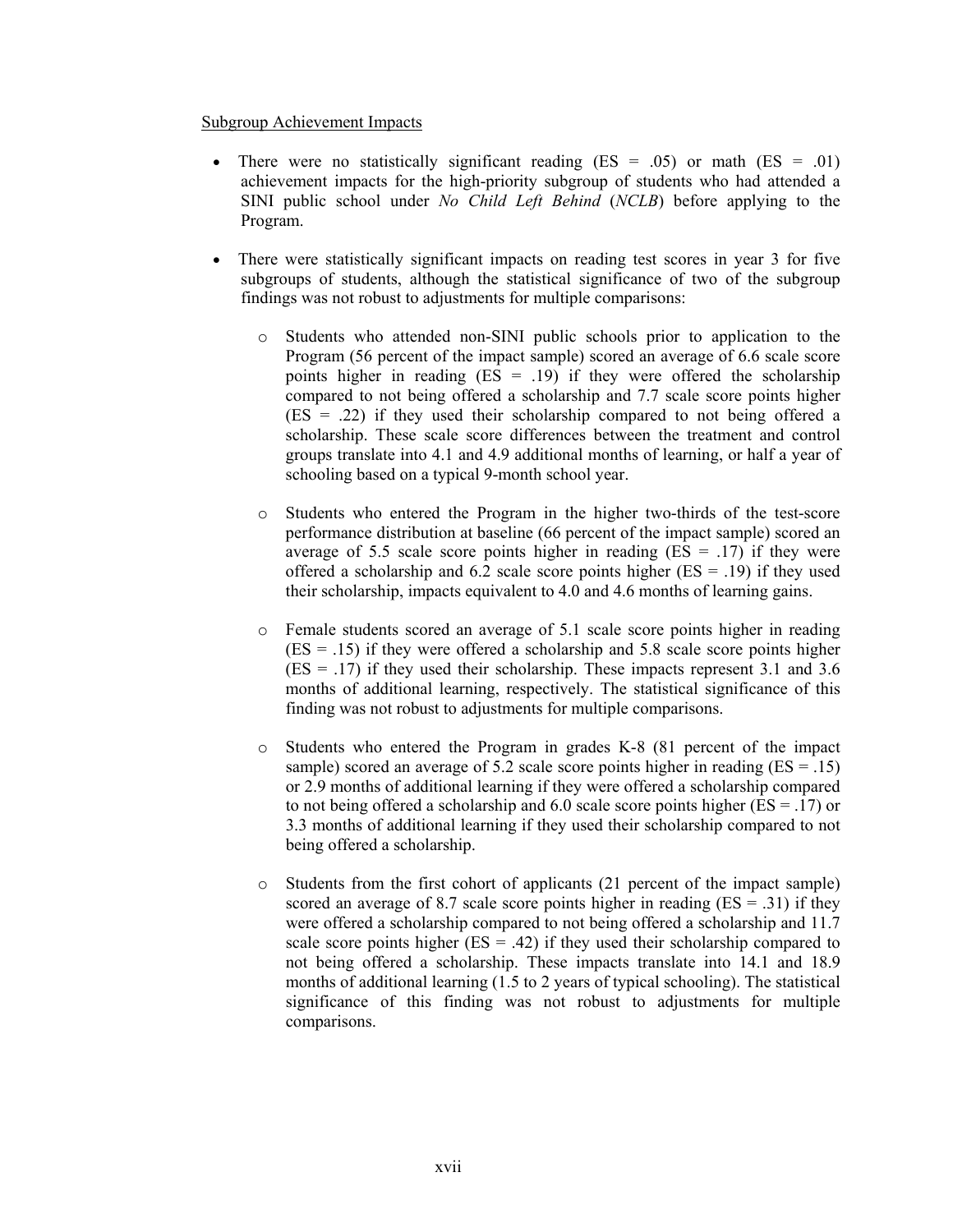Subgroup Achievement Impacts

- There were no statistically significant reading (ES = .05) or math (ES = .01) achievement impacts for the high-priority subgroup of students who had attended a SINI public school under *No Child Left Behind* (*NCLB*) before applying to the Program.

- There were statistically significant impacts on reading test scores in year 3 for five subgroups of students, although the statistical significance of two of the subgroup findings was not robust to adjustments for multiple comparisons:

  - Students who attended non-SINI public schools prior to application to the Program (56 percent of the impact sample) scored an average of 6.6 scale score points higher in reading (ES = .19) if they were offered the scholarship compared to not being offered a scholarship and 7.7 scale score points higher (ES = .22) if they used their scholarship compared to not being offered a scholarship. These scale score differences between the treatment and control groups translate into 4.1 and 4.9 additional months of learning, or half a year of schooling based on a typical 9-month school year.

  - Students who entered the Program in the higher two-thirds of the test-score performance distribution at baseline (66 percent of the impact sample) scored an average of 5.5 scale score points higher in reading (ES = .17) if they were offered a scholarship and 6.2 scale score points higher (ES = .19) if they used their scholarship, impacts equivalent to 4.0 and 4.6 months of learning gains.

  - Female students scored an average of 5.1 scale score points higher in reading (ES = .15) if they were offered a scholarship and 5.8 scale score points higher (ES = .17) if they used their scholarship. These impacts represent 3.1 and 3.6 months of additional learning, respectively. The statistical significance of this finding was not robust to adjustments for multiple comparisons.

  - Students who entered the Program in grades K-8 (81 percent of the impact sample) scored an average of 5.2 scale score points higher in reading (ES = .15) or 2.9 months of additional learning if they were offered a scholarship compared to not being offered a scholarship and 6.0 scale score points higher (ES = .17) or 3.3 months of additional learning if they used their scholarship compared to not being offered a scholarship.

  - Students from the first cohort of applicants (21 percent of the impact sample) scored an average of 8.7 scale score points higher in reading (ES = .31) if they were offered a scholarship compared to not being offered a scholarship and 11.7 scale score points higher (ES = .42) if they used their scholarship compared to not being offered a scholarship. These impacts translate into 14.1 and 18.9 months of additional learning (1.5 to 2 years of typical schooling). The statistical significance of this finding was not robust to adjustments for multiple comparisons.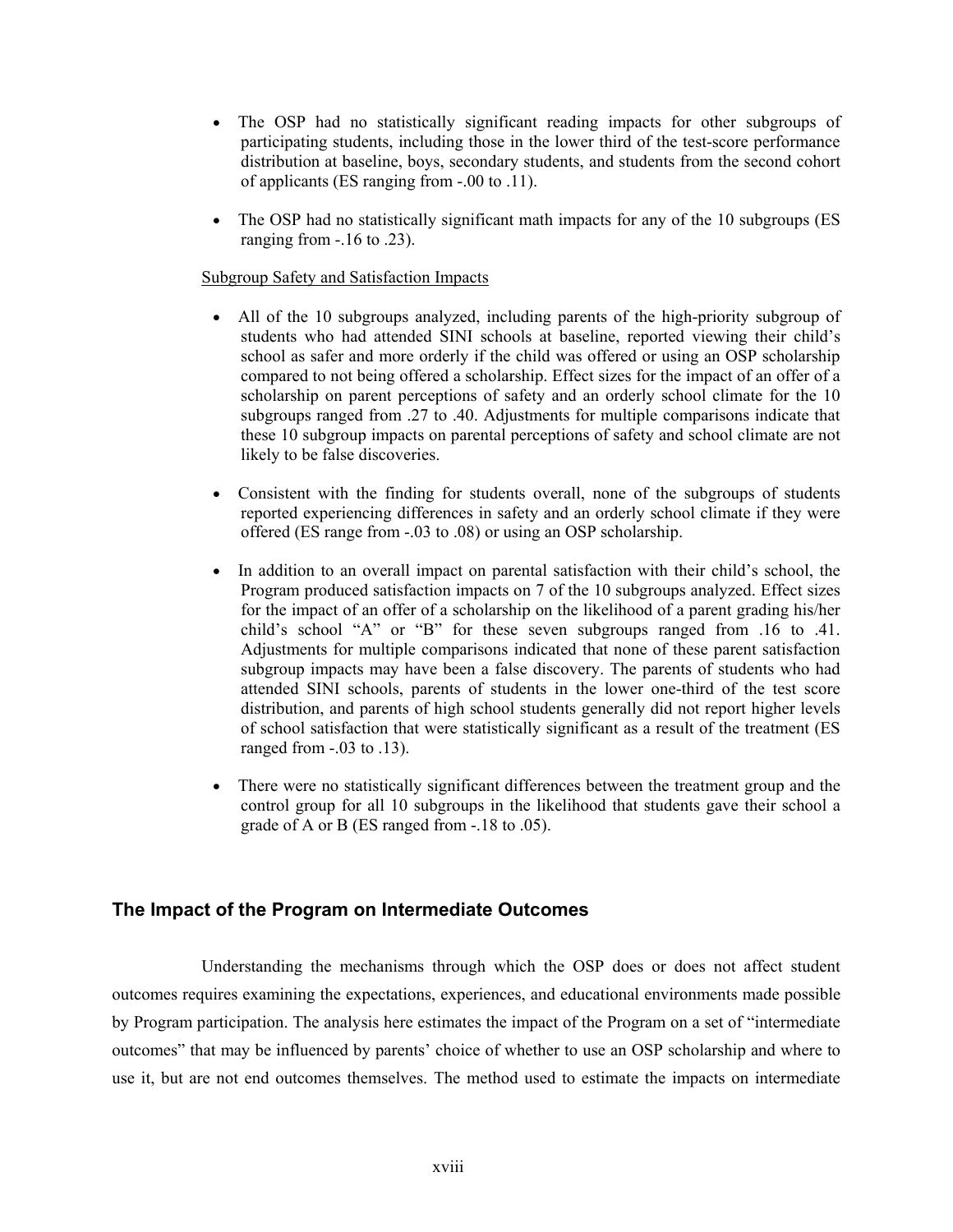- The OSP had no statistically significant reading impacts for other subgroups of participating students, including those in the lower third of the test-score performance distribution at baseline, boys, secondary students, and students from the second cohort of applicants (ES ranging from -.00 to .11).

- The OSP had no statistically significant math impacts for any of the 10 subgroups (ES ranging from -.16 to .23).

Subgroup Safety and Satisfaction Impacts

- All of the 10 subgroups analyzed, including parents of the high-priority subgroup of students who had attended SINI schools at baseline, reported viewing their child's school as safer and more orderly if the child was offered or using an OSP scholarship compared to not being offered a scholarship. Effect sizes for the impact of an offer of a scholarship on parent perceptions of safety and an orderly school climate for the 10 subgroups ranged from .27 to .40. Adjustments for multiple comparisons indicate that these 10 subgroup impacts on parental perceptions of safety and school climate are not likely to be false discoveries.

- Consistent with the finding for students overall, none of the subgroups of students reported experiencing differences in safety and an orderly school climate if they were offered (ES range from -.03 to .08) or using an OSP scholarship.

- In addition to an overall impact on parental satisfaction with their child's school, the Program produced satisfaction impacts on 7 of the 10 subgroups analyzed. Effect sizes for the impact of an offer of a scholarship on the likelihood of a parent grading his/her child's school "A" or "B" for these seven subgroups ranged from .16 to .41. Adjustments for multiple comparisons indicated that none of these parent satisfaction subgroup impacts may have been a false discovery. The parents of students who had attended SINI schools, parents of students in the lower one-third of the test score distribution, and parents of high school students generally did not report higher levels of school satisfaction that were statistically significant as a result of the treatment (ES ranged from -.03 to .13).

- There were no statistically significant differences between the treatment group and the control group for all 10 subgroups in the likelihood that students gave their school a grade of A or B (ES ranged from -.18 to .05).

## The Impact of the Program on Intermediate Outcomes

Understanding the mechanisms through which the OSP does or does not affect student outcomes requires examining the expectations, experiences, and educational environments made possible by Program participation. The analysis here estimates the impact of the Program on a set of "intermediate outcomes" that may be influenced by parents' choice of whether to use an OSP scholarship and where to use it, but are not end outcomes themselves. The method used to estimate the impacts on intermediate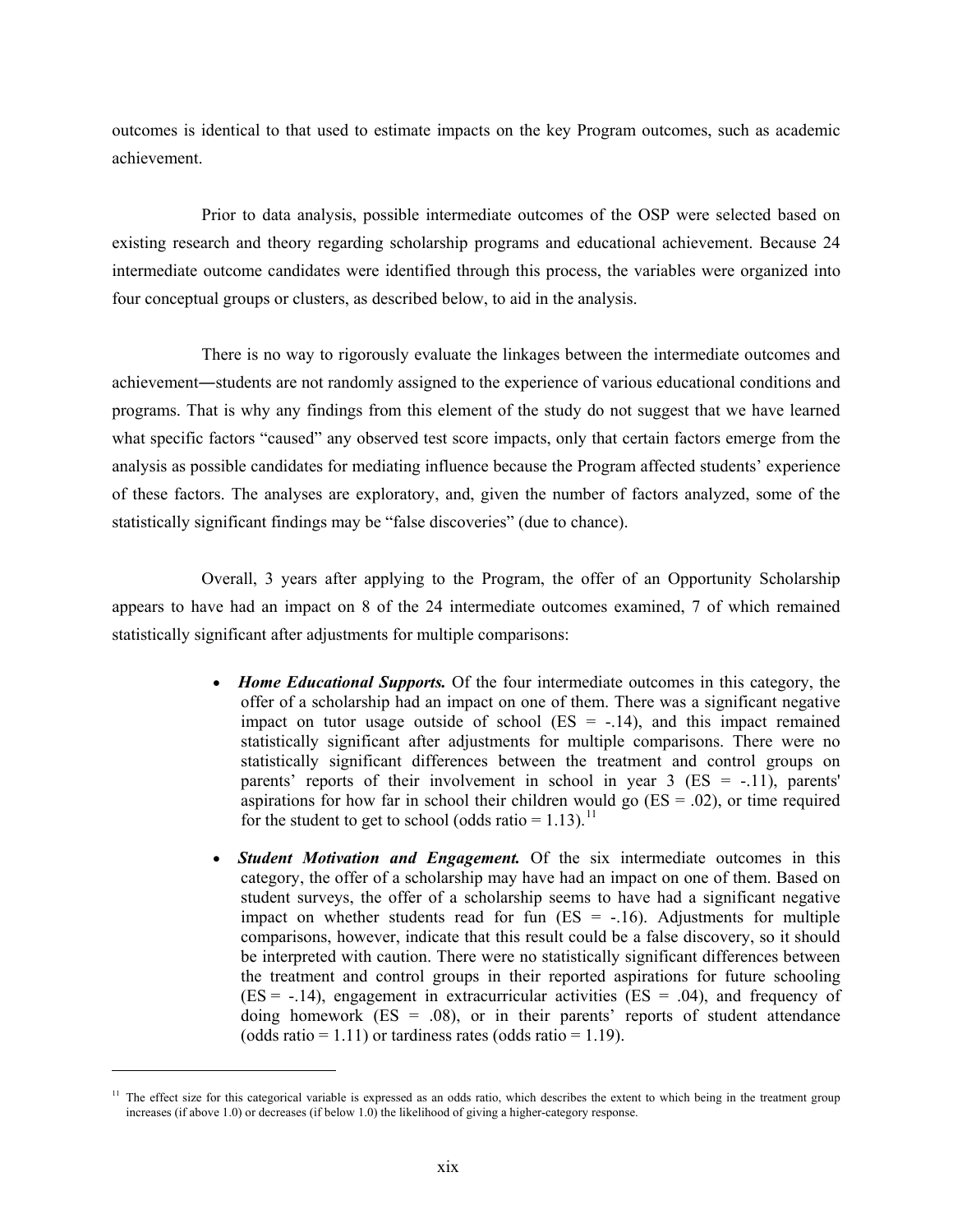outcomes is identical to that used to estimate impacts on the key Program outcomes, such as academic achievement.

Prior to data analysis, possible intermediate outcomes of the OSP were selected based on existing research and theory regarding scholarship programs and educational achievement. Because 24 intermediate outcome candidates were identified through this process, the variables were organized into four conceptual groups or clusters, as described below, to aid in the analysis.

There is no way to rigorously evaluate the linkages between the intermediate outcomes and achievement―students are not randomly assigned to the experience of various educational conditions and programs. That is why any findings from this element of the study do not suggest that we have learned what specific factors "caused" any observed test score impacts, only that certain factors emerge from the analysis as possible candidates for mediating influence because the Program affected students' experience of these factors. The analyses are exploratory, and, given the number of factors analyzed, some of the statistically significant findings may be "false discoveries" (due to chance).

Overall, 3 years after applying to the Program, the offer of an Opportunity Scholarship appears to have had an impact on 8 of the 24 intermediate outcomes examined, 7 of which remained statistically significant after adjustments for multiple comparisons:

- ***Home Educational Supports.*** Of the four intermediate outcomes in this category, the offer of a scholarship had an impact on one of them. There was a significant negative impact on tutor usage outside of school (ES = -.14), and this impact remained statistically significant after adjustments for multiple comparisons. There were no statistically significant differences between the treatment and control groups on parents' reports of their involvement in school in year 3 (ES = -.11), parents' aspirations for how far in school their children would go (ES = .02), or time required for the student to get to school (odds ratio = 1.13).[11]

- ***Student Motivation and Engagement.*** Of the six intermediate outcomes in this category, the offer of a scholarship may have had an impact on one of them. Based on student surveys, the offer of a scholarship seems to have had a significant negative impact on whether students read for fun (ES = -.16). Adjustments for multiple comparisons, however, indicate that this result could be a false discovery, so it should be interpreted with caution. There were no statistically significant differences between the treatment and control groups in their reported aspirations for future schooling (ES = -.14), engagement in extracurricular activities (ES = .04), and frequency of doing homework (ES = .08), or in their parents' reports of student attendance (odds ratio = 1.11) or tardiness rates (odds ratio = 1.19).

---

[11] The effect size for this categorical variable is expressed as an odds ratio, which describes the extent to which being in the treatment group increases (if above 1.0) or decreases (if below 1.0) the likelihood of giving a higher-category response.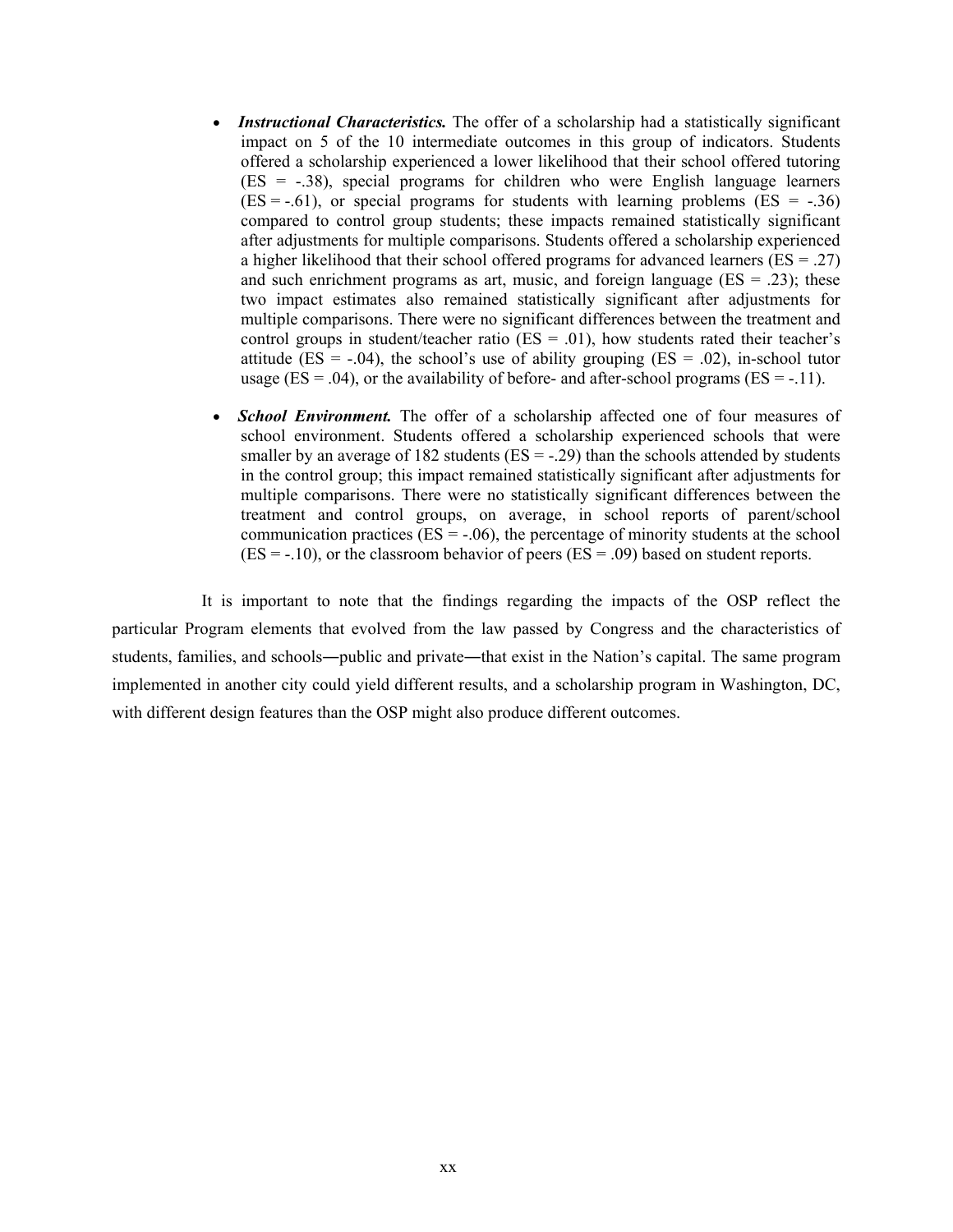- ***Instructional Characteristics.*** The offer of a scholarship had a statistically significant impact on 5 of the 10 intermediate outcomes in this group of indicators. Students offered a scholarship experienced a lower likelihood that their school offered tutoring (ES = -.38), special programs for children who were English language learners (ES = -.61), or special programs for students with learning problems (ES = -.36) compared to control group students; these impacts remained statistically significant after adjustments for multiple comparisons. Students offered a scholarship experienced a higher likelihood that their school offered programs for advanced learners (ES = .27) and such enrichment programs as art, music, and foreign language (ES = .23); these two impact estimates also remained statistically significant after adjustments for multiple comparisons. There were no significant differences between the treatment and control groups in student/teacher ratio (ES = .01), how students rated their teacher's attitude (ES = -.04), the school's use of ability grouping (ES = .02), in-school tutor usage (ES = .04), or the availability of before- and after-school programs (ES = -.11).

- ***School Environment.*** The offer of a scholarship affected one of four measures of school environment. Students offered a scholarship experienced schools that were smaller by an average of 182 students (ES = -.29) than the schools attended by students in the control group; this impact remained statistically significant after adjustments for multiple comparisons. There were no statistically significant differences between the treatment and control groups, on average, in school reports of parent/school communication practices (ES = -.06), the percentage of minority students at the school (ES = -.10), or the classroom behavior of peers (ES = .09) based on student reports.

It is important to note that the findings regarding the impacts of the OSP reflect the particular Program elements that evolved from the law passed by Congress and the characteristics of students, families, and schools—public and private—that exist in the Nation's capital. The same program implemented in another city could yield different results, and a scholarship program in Washington, DC, with different design features than the OSP might also produce different outcomes.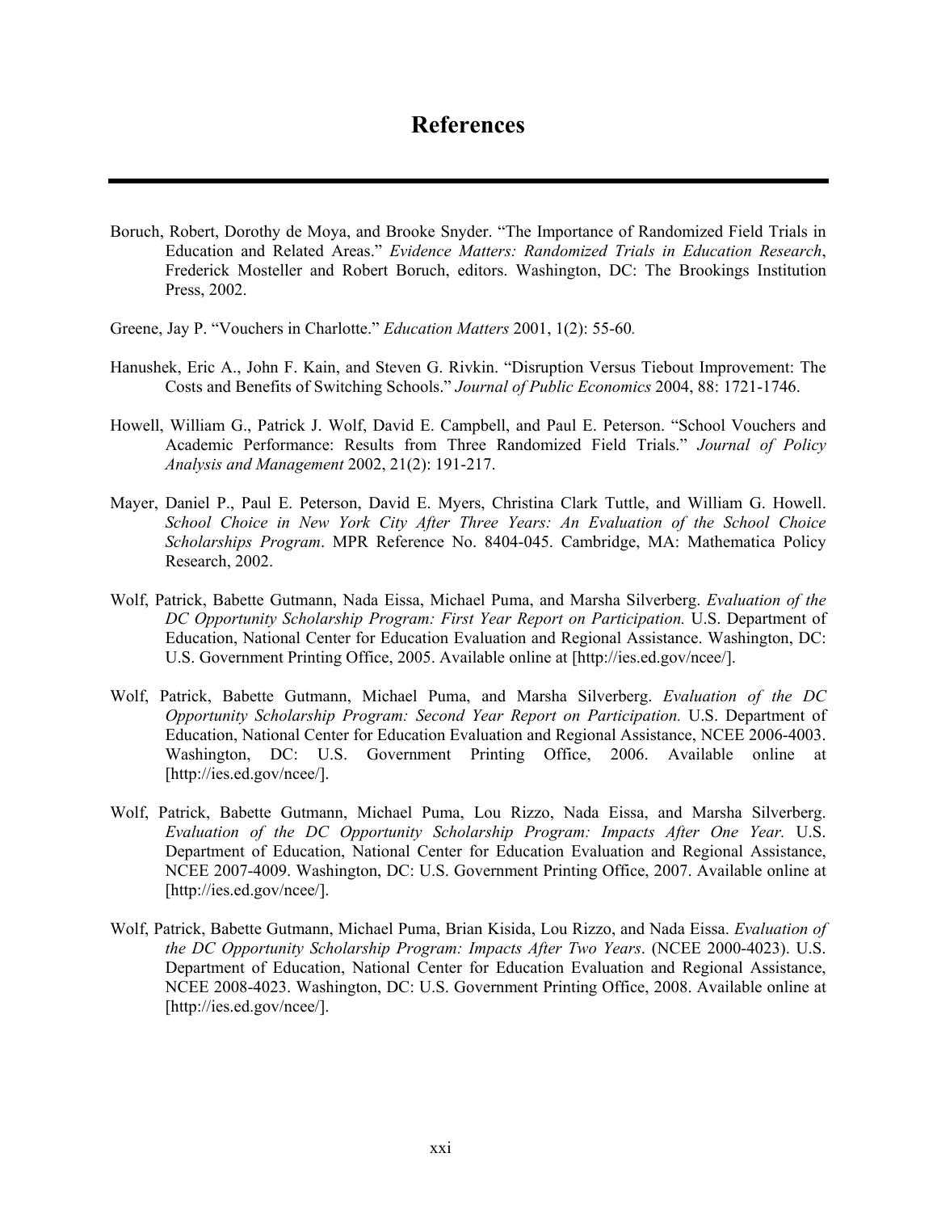# References

Boruch, Robert, Dorothy de Moya, and Brooke Snyder. "The Importance of Randomized Field Trials in Education and Related Areas." *Evidence Matters: Randomized Trials in Education Research*, Frederick Mosteller and Robert Boruch, editors. Washington, DC: The Brookings Institution Press, 2002.

Greene, Jay P. "Vouchers in Charlotte." *Education Matters* 2001, 1(2): 55-60.

Hanushek, Eric A., John F. Kain, and Steven G. Rivkin. "Disruption Versus Tiebout Improvement: The Costs and Benefits of Switching Schools." *Journal of Public Economics* 2004, 88: 1721-1746.

Howell, William G., Patrick J. Wolf, David E. Campbell, and Paul E. Peterson. "School Vouchers and Academic Performance: Results from Three Randomized Field Trials." *Journal of Policy Analysis and Management* 2002, 21(2): 191-217.

Mayer, Daniel P., Paul E. Peterson, David E. Myers, Christina Clark Tuttle, and William G. Howell. *School Choice in New York City After Three Years: An Evaluation of the School Choice Scholarships Program*. MPR Reference No. 8404-045. Cambridge, MA: Mathematica Policy Research, 2002.

Wolf, Patrick, Babette Gutmann, Nada Eissa, Michael Puma, and Marsha Silverberg. *Evaluation of the DC Opportunity Scholarship Program: First Year Report on Participation.* U.S. Department of Education, National Center for Education Evaluation and Regional Assistance. Washington, DC: U.S. Government Printing Office, 2005. Available online at [http://ies.ed.gov/ncee/].

Wolf, Patrick, Babette Gutmann, Michael Puma, and Marsha Silverberg. *Evaluation of the DC Opportunity Scholarship Program: Second Year Report on Participation.* U.S. Department of Education, National Center for Education Evaluation and Regional Assistance, NCEE 2006-4003. Washington, DC: U.S. Government Printing Office, 2006. Available online at [http://ies.ed.gov/ncee/].

Wolf, Patrick, Babette Gutmann, Michael Puma, Lou Rizzo, Nada Eissa, and Marsha Silverberg. *Evaluation of the DC Opportunity Scholarship Program: Impacts After One Year.* U.S. Department of Education, National Center for Education Evaluation and Regional Assistance, NCEE 2007-4009. Washington, DC: U.S. Government Printing Office, 2007. Available online at [http://ies.ed.gov/ncee/].

Wolf, Patrick, Babette Gutmann, Michael Puma, Brian Kisida, Lou Rizzo, and Nada Eissa. *Evaluation of the DC Opportunity Scholarship Program: Impacts After Two Years*. (NCEE 2000-4023). U.S. Department of Education, National Center for Education Evaluation and Regional Assistance, NCEE 2008-4023. Washington, DC: U.S. Government Printing Office, 2008. Available online at [http://ies.ed.gov/ncee/].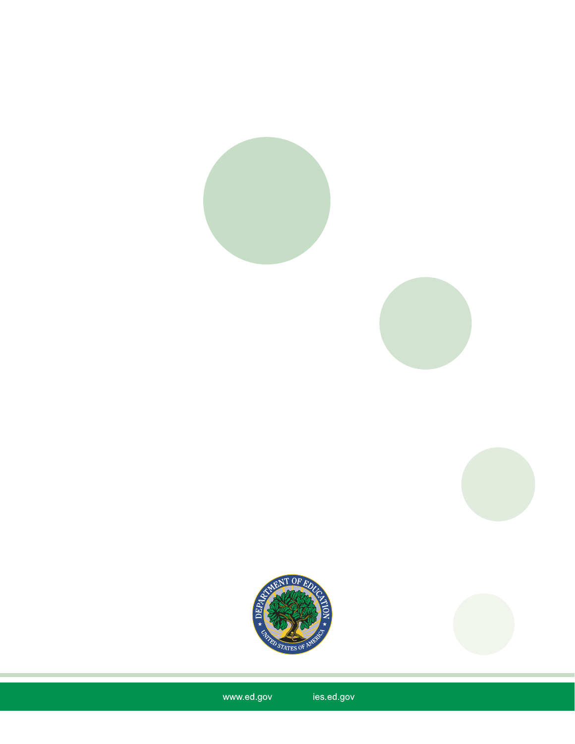www.ed.gov ies.ed.gov